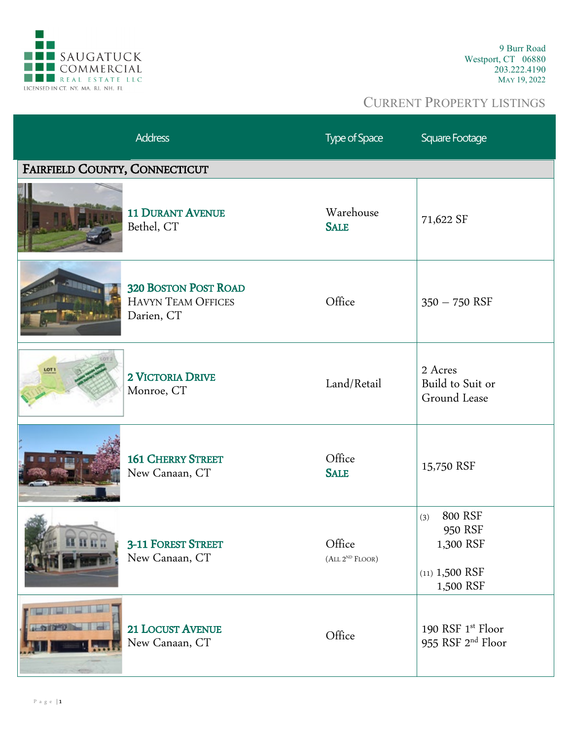SAUGATUCK COMMERCIAL REAL ESTATE LLC
LICENSED IN CT, NY, MA, RI, NH, FL

9 Burr Road
Westport, CT 06880
203.222.4190
May 19, 2022

# Current Property Listings

| Address | Type of Space | Square Footage |
|---|---|---|
| **Fairfield County, Connecticut** | | |
| **11 Durant Avenue** Bethel, CT | Warehouse **Sale** | 71,622 SF |
| **320 Boston Post Road** Havyn Team Offices Darien, CT | Office | 350 – 750 RSF |
| **2 Victoria Drive** Monroe, CT | Land/Retail | 2 Acres Build to Suit or Ground Lease |
| **161 Cherry Street** New Canaan, CT | Office **Sale** | 15,750 RSF |
| **3-11 Forest Street** New Canaan, CT | Office (All 2nd Floor) | (3) 800 RSF, 950 RSF, 1,300 RSF; (11) 1,500 RSF, 1,500 RSF |
| **21 Locust Avenue** New Canaan, CT | Office | 190 RSF 1st Floor; 955 RSF 2nd Floor |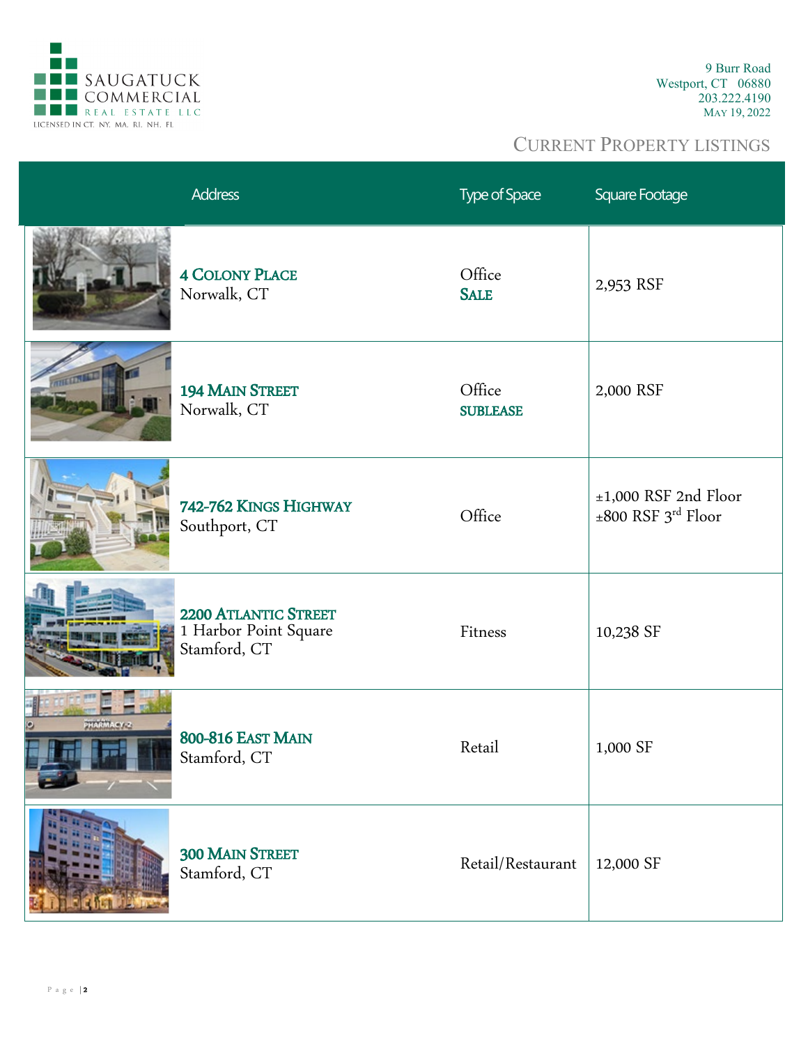SAUGATUCK COMMERCIAL REAL ESTATE LLC
LICENSED IN CT, NY, MA, RI, NH, FL

9 Burr Road
Westport, CT 06880
203.222.4190
May 19, 2022

## Current Property Listings

| Address | Type of Space | Square Footage |
|---|---|---|
| **4 Colony Place**<br>Norwalk, CT | Office<br>**Sale** | 2,953 RSF |
| **194 Main Street**<br>Norwalk, CT | Office<br>**SUBLEASE** | 2,000 RSF |
| **742-762 Kings Highway**<br>Southport, CT | Office | ±1,000 RSF 2nd Floor<br>±800 RSF 3rd Floor |
| **2200 Atlantic Street**<br>1 Harbor Point Square<br>Stamford, CT | Fitness | 10,238 SF |
| **800-816 East Main**<br>Stamford, CT | Retail | 1,000 SF |
| **300 Main Street**<br>Stamford, CT | Retail/Restaurant | 12,000 SF |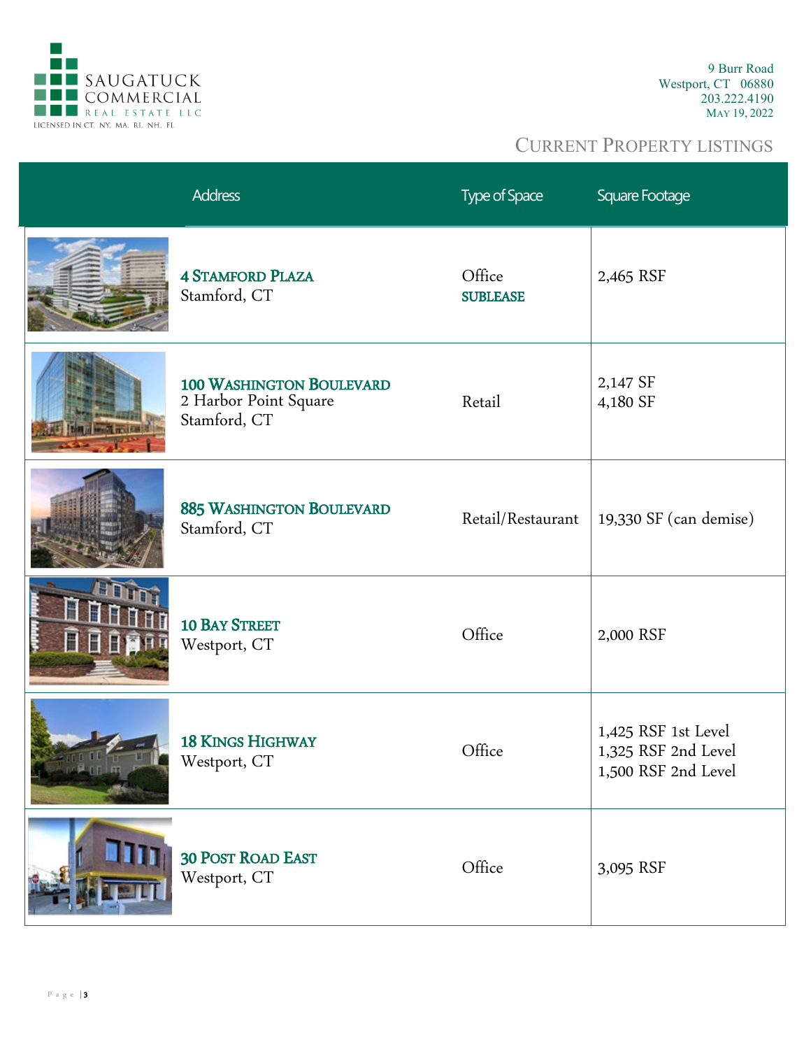SAUGATUCK COMMERCIAL REAL ESTATE LLC
LICENSED IN CT, NY, MA, RI, NH, FL

9 Burr Road
Westport, CT 06880
203.222.4190
May 19, 2022

## Current Property Listings

| Address | Type of Space | Square Footage |
|---|---|---|
| **4 Stamford Plaza**<br>Stamford, CT | Office<br>**SUBLEASE** | 2,465 RSF |
| **100 Washington Boulevard**<br>2 Harbor Point Square<br>Stamford, CT | Retail | 2,147 SF<br>4,180 SF |
| **885 Washington Boulevard**<br>Stamford, CT | Retail/Restaurant | 19,330 SF (can demise) |
| **10 Bay Street**<br>Westport, CT | Office | 2,000 RSF |
| **18 Kings Highway**<br>Westport, CT | Office | 1,425 RSF 1st Level<br>1,325 RSF 2nd Level<br>1,500 RSF 2nd Level |
| **30 Post Road East**<br>Westport, CT | Office | 3,095 RSF |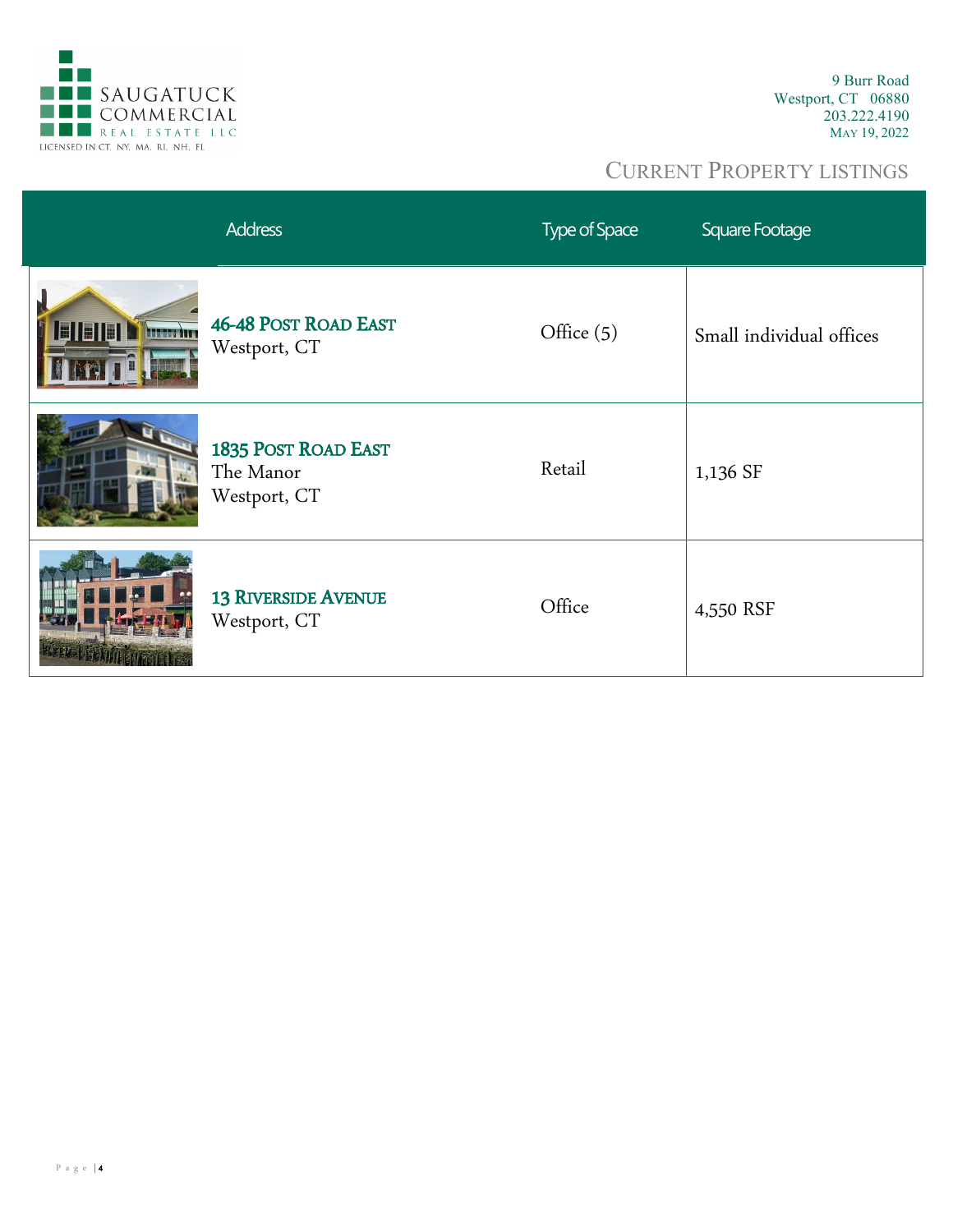SAUGATUCK COMMERCIAL REAL ESTATE LLC
LICENSED IN CT, NY, MA, RI, NH, FL

9 Burr Road
Westport, CT 06880
203.222.4190
May 19, 2022

## Current Property Listings

| Address | Type of Space | Square Footage |
|---|---|---|
| **46-48 Post Road East** Westport, CT | Office (5) | Small individual offices |
| **1835 Post Road East** The Manor Westport, CT | Retail | 1,136 SF |
| **13 Riverside Avenue** Westport, CT | Office | 4,550 RSF |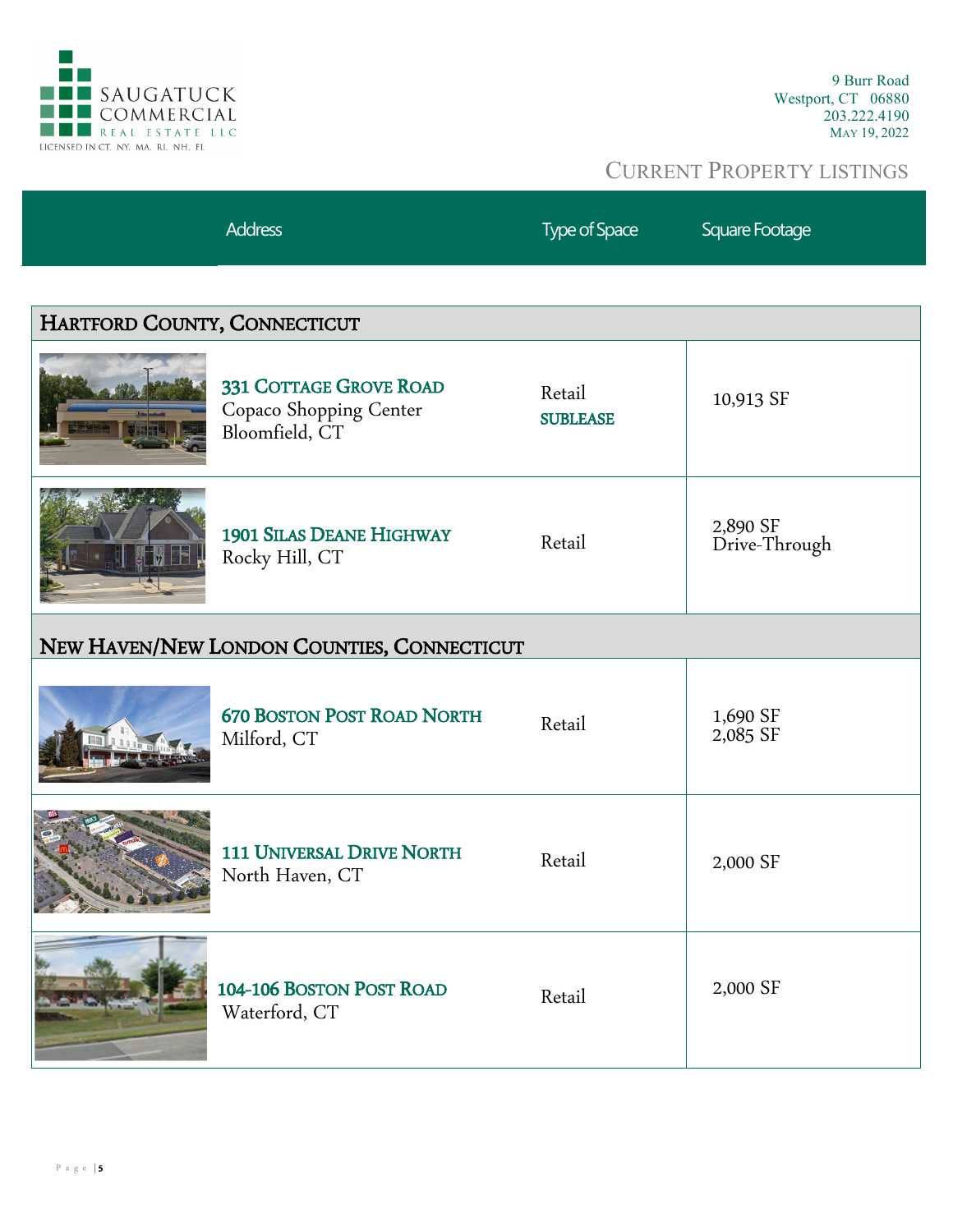SAUGATUCK COMMERCIAL REAL ESTATE LLC
LICENSED IN CT, NY, MA, RI, NH, FL

9 Burr Road
Westport, CT 06880
203.222.4190
May 19, 2022

## Current Property Listings

| Address | Type of Space | Square Footage |
|---|---|---|
| **Hartford County, Connecticut** | | |
| **331 Cottage Grove Road** Copaco Shopping Center Bloomfield, CT | Retail **SUBLEASE** | 10,913 SF |
| **1901 Silas Deane Highway** Rocky Hill, CT | Retail | 2,890 SF Drive-Through |
| **New Haven/New London Counties, Connecticut** | | |
| **670 Boston Post Road North** Milford, CT | Retail | 1,690 SF 2,085 SF |
| **111 Universal Drive North** North Haven, CT | Retail | 2,000 SF |
| **104-106 Boston Post Road** Waterford, CT | Retail | 2,000 SF |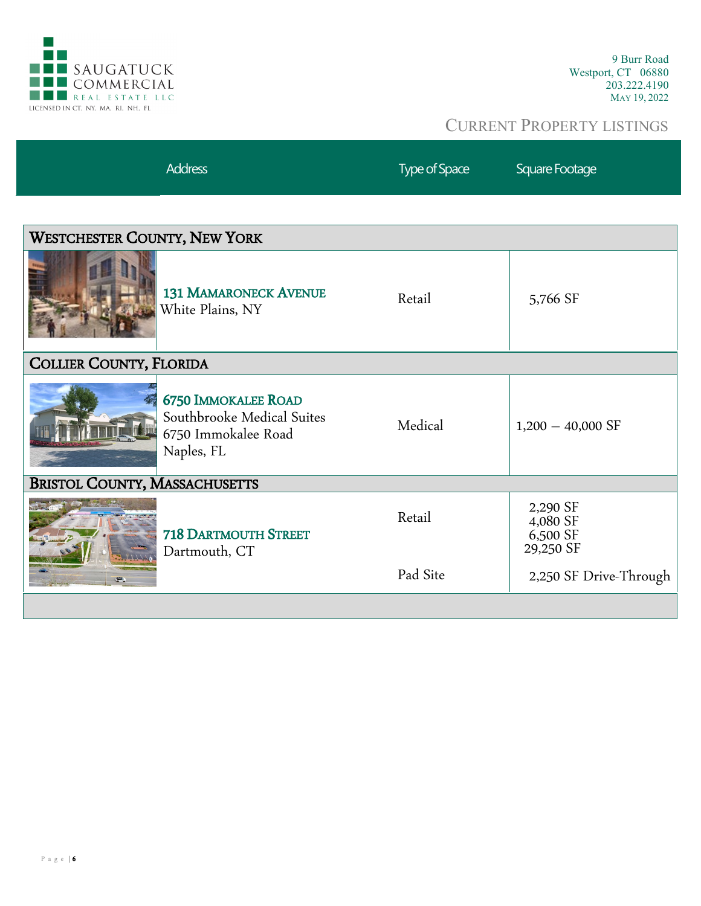SAUGATUCK COMMERCIAL REAL ESTATE LLC
LICENSED IN CT, NY, MA, RI, NH, FL

9 Burr Road
Westport, CT 06880
203.222.4190
MAY 19, 2022

# CURRENT PROPERTY LISTINGS

| Address | Type of Space | Square Footage |
|---|---|---|
| **WESTCHESTER COUNTY, NEW YORK** | | |
| **131 MAMARONECK AVENUE**<br>White Plains, NY | Retail | 5,766 SF |
| **COLLIER COUNTY, FLORIDA** | | |
| **6750 IMMOKALEE ROAD**<br>Southbrooke Medical Suites<br>6750 Immokalee Road<br>Naples, FL | Medical | 1,200 – 40,000 SF |
| **BRISTOL COUNTY, MASSACHUSETTS** | | |
| **718 DARTMOUTH STREET**<br>Dartmouth, CT | Retail | 2,290 SF<br>4,080 SF<br>6,500 SF<br>29,250 SF |
| | Pad Site | 2,250 SF Drive-Through |